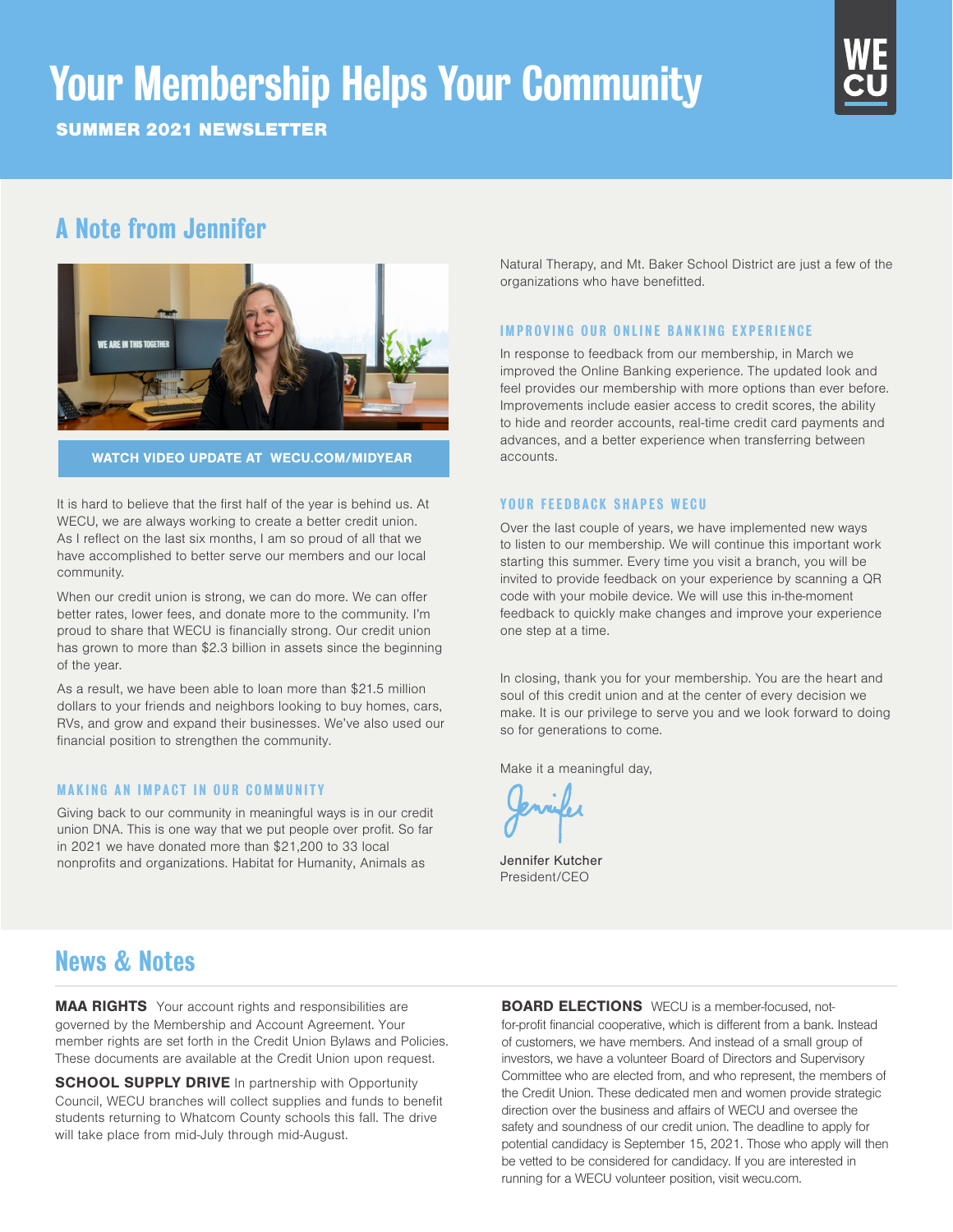# Your Membership Helps Your Community

**SUMMER 2021 NEWSLETTER**

WE CU

## A Note from Jennifer

**WATCH VIDEO UPDATE AT WECU.COM/MIDYEAR**

It is hard to believe that the first half of the year is behind us. At WECU, we are always working to create a better credit union. As I reflect on the last six months, I am so proud of all that we have accomplished to better serve our members and our local community.

When our credit union is strong, we can do more. We can offer better rates, lower fees, and donate more to the community. I'm proud to share that WECU is financially strong. Our credit union has grown to more than $2.3 billion in assets since the beginning of the year.

As a result, we have been able to loan more than $21.5 million dollars to your friends and neighbors looking to buy homes, cars, RVs, and grow and expand their businesses. We've also used our financial position to strengthen the community.

### MAKING AN IMPACT IN OUR COMMUNITY

Giving back to our community in meaningful ways is in our credit union DNA. This is one way that we put people over profit. So far in 2021 we have donated more than $21,200 to 33 local nonprofits and organizations. Habitat for Humanity, Animals as Natural Therapy, and Mt. Baker School District are just a few of the organizations who have benefitted.

### IMPROVING OUR ONLINE BANKING EXPERIENCE

In response to feedback from our membership, in March we improved the Online Banking experience. The updated look and feel provides our membership with more options than ever before. Improvements include easier access to credit scores, the ability to hide and reorder accounts, real-time credit card payments and advances, and a better experience when transferring between accounts.

### YOUR FEEDBACK SHAPES WECU

Over the last couple of years, we have implemented new ways to listen to our membership. We will continue this important work starting this summer. Every time you visit a branch, you will be invited to provide feedback on your experience by scanning a QR code with your mobile device. We will use this in-the-moment feedback to quickly make changes and improve your experience one step at a time.

In closing, thank you for your membership. You are the heart and soul of this credit union and at the center of every decision we make. It is our privilege to serve you and we look forward to doing so for generations to come.

Make it a meaningful day,

Jennifer

Jennifer Kutcher
President/CEO

## News & Notes

**MAA RIGHTS** Your account rights and responsibilities are governed by the Membership and Account Agreement. Your member rights are set forth in the Credit Union Bylaws and Policies. These documents are available at the Credit Union upon request.

**SCHOOL SUPPLY DRIVE** In partnership with Opportunity Council, WECU branches will collect supplies and funds to benefit students returning to Whatcom County schools this fall. The drive will take place from mid-July through mid-August.

**BOARD ELECTIONS** WECU is a member-focused, not-for-profit financial cooperative, which is different from a bank. Instead of customers, we have members. And instead of a small group of investors, we have a volunteer Board of Directors and Supervisory Committee who are elected from, and who represent, the members of the Credit Union. These dedicated men and women provide strategic direction over the business and affairs of WECU and oversee the safety and soundness of our credit union. The deadline to apply for potential candidacy is September 15, 2021. Those who apply will then be vetted to be considered for candidacy. If you are interested in running for a WECU volunteer position, visit wecu.com.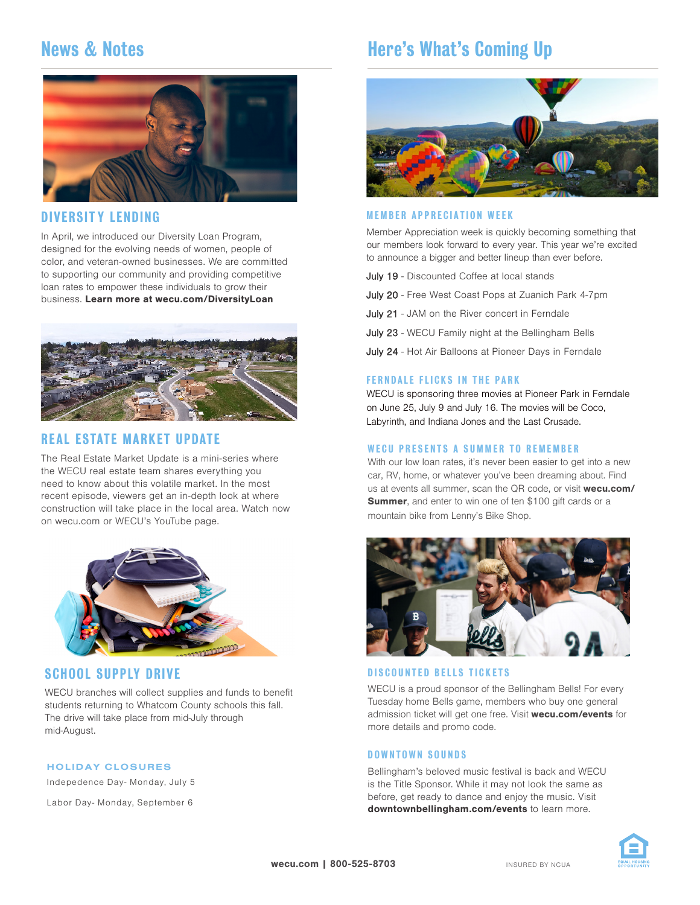# News & Notes

## DIVERSITY LENDING

In April, we introduced our Diversity Loan Program, designed for the evolving needs of women, people of color, and veteran-owned businesses. We are committed to supporting our community and providing competitive loan rates to empower these individuals to grow their business. **Learn more at wecu.com/DiversityLoan**

## REAL ESTATE MARKET UPDATE

The Real Estate Market Update is a mini-series where the WECU real estate team shares everything you need to know about this volatile market. In the most recent episode, viewers get an in-depth look at where construction will take place in the local area. Watch now on wecu.com or WECU's YouTube page.

## SCHOOL SUPPLY DRIVE

WECU branches will collect supplies and funds to benefit students returning to Whatcom County schools this fall. The drive will take place from mid-July through mid-August.

### HOLIDAY CLOSURES

Indepedence Day- Monday, July 5

Labor Day- Monday, September 6

# Here's What's Coming Up

## MEMBER APPRECIATION WEEK

Member Appreciation week is quickly becoming something that our members look forward to every year. This year we're excited to announce a bigger and better lineup than ever before.

July 19 - Discounted Coffee at local stands

July 20 - Free West Coast Pops at Zuanich Park 4-7pm

July 21 - JAM on the River concert in Ferndale

July 23 - WECU Family night at the Bellingham Bells

July 24 - Hot Air Balloons at Pioneer Days in Ferndale

## FERNDALE FLICKS IN THE PARK

WECU is sponsoring three movies at Pioneer Park in Ferndale on June 25, July 9 and July 16. The movies will be Coco, Labyrinth, and Indiana Jones and the Last Crusade.

## WECU PRESENTS A SUMMER TO REMEMBER

With our low loan rates, it's never been easier to get into a new car, RV, home, or whatever you've been dreaming about. Find us at events all summer, scan the QR code, or visit **wecu.com/Summer**, and enter to win one of ten $100 gift cards or a mountain bike from Lenny's Bike Shop.

## DISCOUNTED BELLS TICKETS

WECU is a proud sponsor of the Bellingham Bells! For every Tuesday home Bells game, members who buy one general admission ticket will get one free. Visit **wecu.com/events** for more details and promo code.

## DOWNTOWN SOUNDS

Bellingham's beloved music festival is back and WECU is the Title Sponsor. While it may not look the same as before, get ready to dance and enjoy the music. Visit **downtownbellingham.com/events** to learn more.

**wecu.com | 800-525-8703**

INSURED BY NCUA